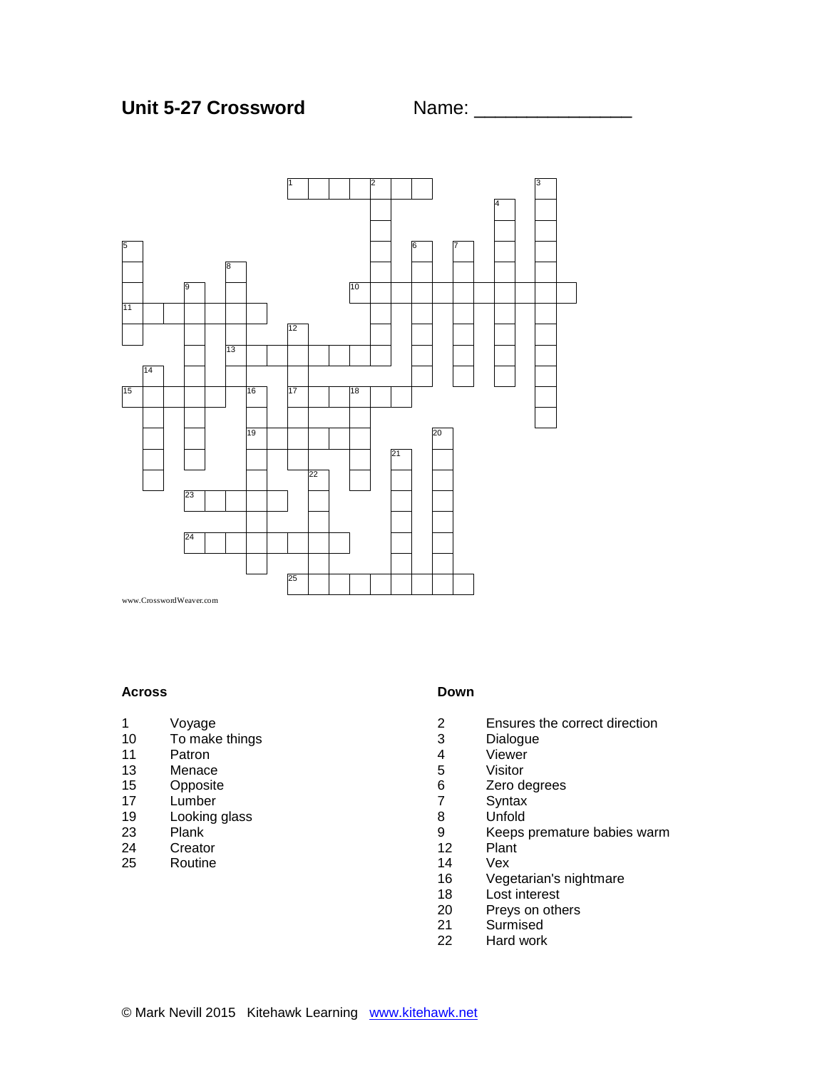# Unit 5-27 Crossword

Name: _______________

www.CrosswordWeaver.com

**Across**

1 Voyage
10 To make things
11 Patron
13 Menace
15 Opposite
17 Lumber
19 Looking glass
23 Plank
24 Creator
25 Routine

**Down**

2 Ensures the correct direction
3 Dialogue
4 Viewer
5 Visitor
6 Zero degrees
7 Syntax
8 Unfold
9 Keeps premature babies warm
12 Plant
14 Vex
16 Vegetarian's nightmare
18 Lost interest
20 Preys on others
21 Surmised
22 Hard work

© Mark Nevill 2015 Kitehawk Learning www.kitehawk.net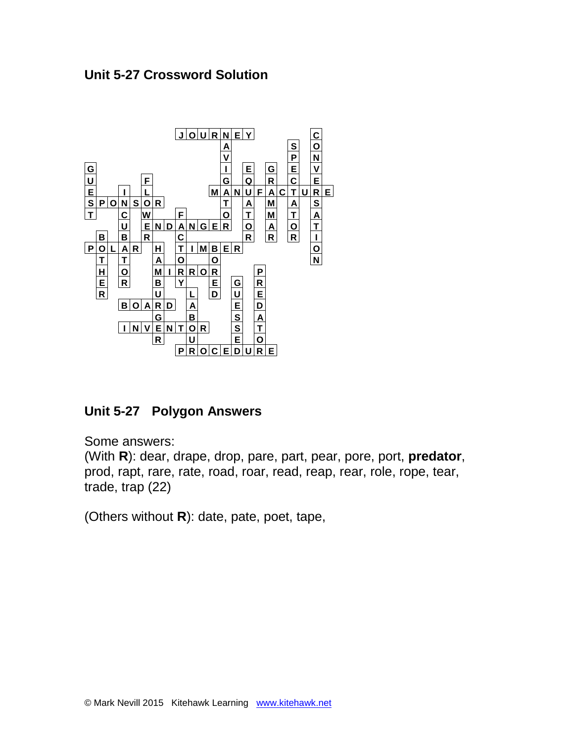## Unit 5-27 Crossword Solution

```
        JOURNEY     C
            A     S O
            V     P N
G           I E G E V
U    F      G Q R C E
E  I L     MANUFACTURE
SPONSOR     T A M A S
T  C W  F   O T M T A
   U ENDANGER O A O T
 B B R  C     R R R I
POLAR H TIMBER      O
 T T  A O  O        N
 H O  MIRROR   P
 E R  B Y  E G R
 R    U  L D U E
   BOARD A   E D
      G  B   S A
   INVENTOR  S T
      R  U   E O
        PROCEDURE
```

## Unit 5-27 Polygon Answers

Some answers:
(With **R**): dear, drape, drop, pare, part, pear, pore, port, **predator**, prod, rapt, rare, rate, road, roar, read, reap, rear, role, rope, tear, trade, trap (22)

(Others without **R**): date, pate, poet, tape,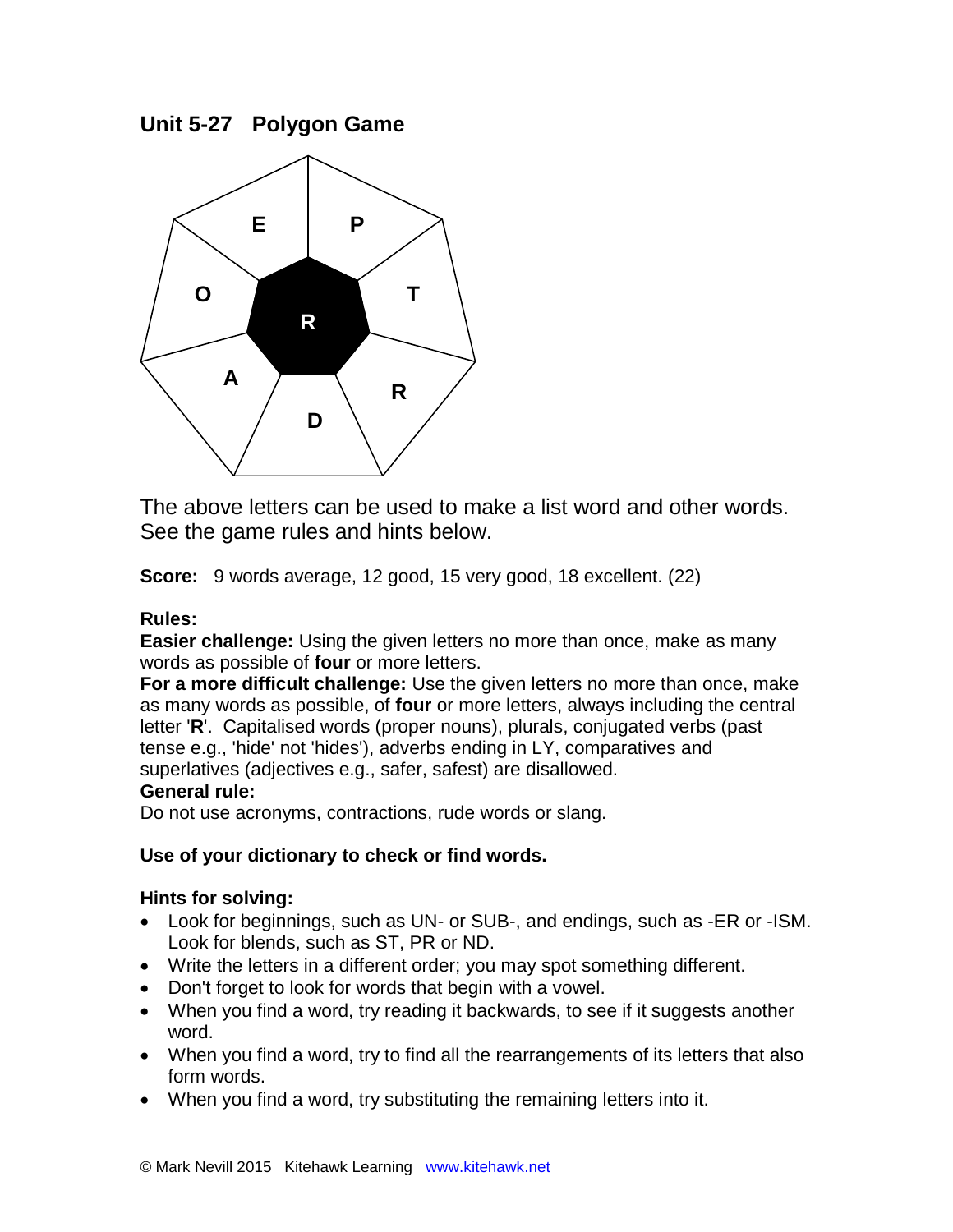## Unit 5-27 Polygon Game

E P T R D A O

R

The above letters can be used to make a list word and other words. See the game rules and hints below.

**Score:** 9 words average, 12 good, 15 very good, 18 excellent. (22)

**Rules:**
**Easier challenge:** Using the given letters no more than once, make as many words as possible of **four** or more letters.
**For a more difficult challenge:** Use the given letters no more than once, make as many words as possible, of **four** or more letters, always including the central letter '**R**'. Capitalised words (proper nouns), plurals, conjugated verbs (past tense e.g., 'hide' not 'hides'), adverbs ending in LY, comparatives and superlatives (adjectives e.g., safer, safest) are disallowed.
**General rule:**
Do not use acronyms, contractions, rude words or slang.

**Use of your dictionary to check or find words.**

**Hints for solving:**

- Look for beginnings, such as UN- or SUB-, and endings, such as -ER or -ISM. Look for blends, such as ST, PR or ND.
- Write the letters in a different order; you may spot something different.
- Don't forget to look for words that begin with a vowel.
- When you find a word, try reading it backwards, to see if it suggests another word.
- When you find a word, try to find all the rearrangements of its letters that also form words.
- When you find a word, try substituting the remaining letters into it.

© Mark Nevill 2015 Kitehawk Learning www.kitehawk.net